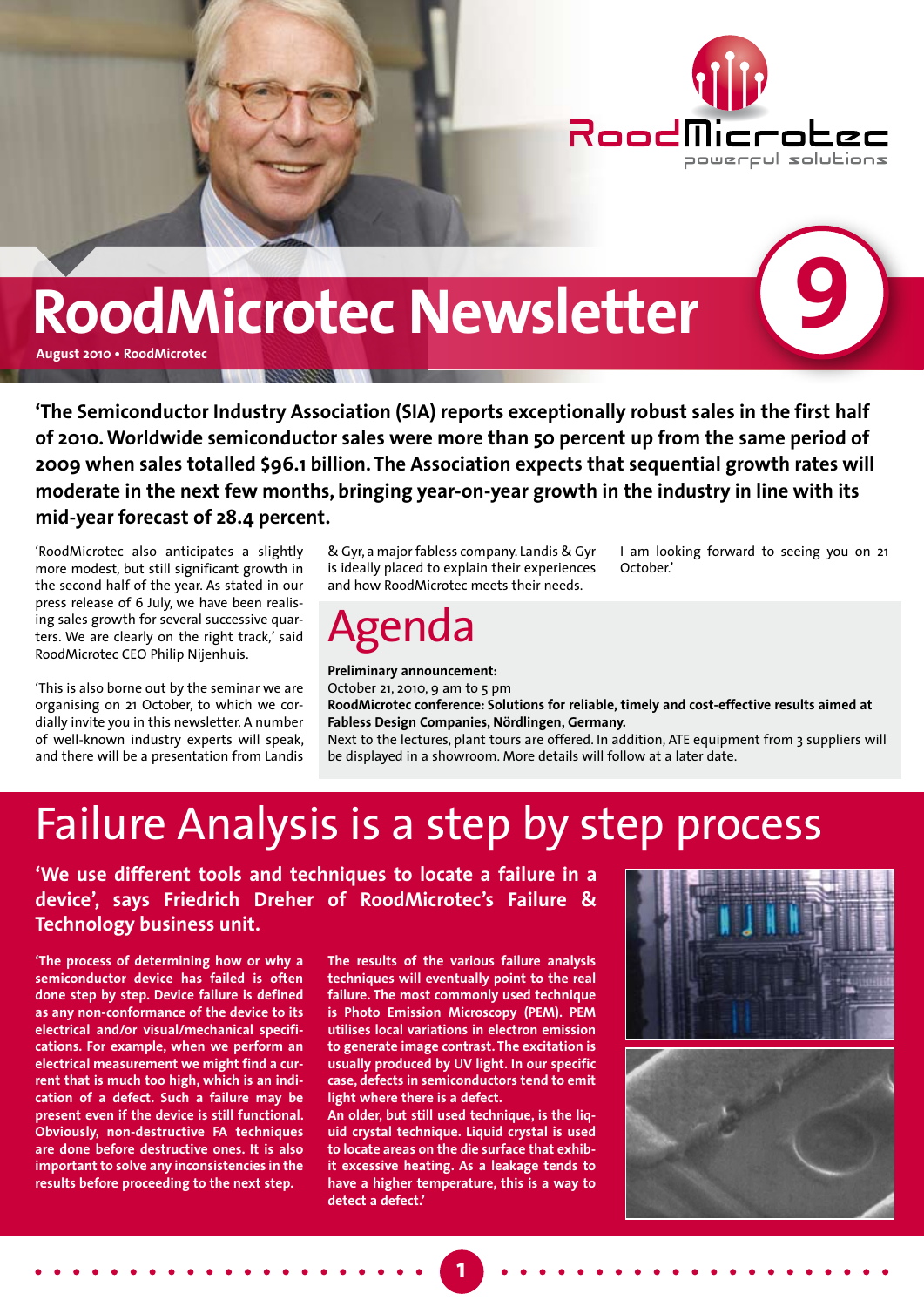# RoodMicrotec Newsletter 9

**August 2010 • RoodMicrotec**

**'The Semiconductor Industry Association (SIA) reports exceptionally robust sales in the first half of 2010. Worldwide semiconductor sales were more than 50 percent up from the same period of 2009 when sales totalled $96.1 billion. The Association expects that sequential growth rates will moderate in the next few months, bringing year-on-year growth in the industry in line with its mid-year forecast of 28.4 percent.**

'RoodMicrotec also anticipates a slightly more modest, but still significant growth in the second half of the year. As stated in our press release of 6 July, we have been realising sales growth for several successive quarters. We are clearly on the right track,' said RoodMicrotec CEO Philip Nijenhuis.

'This is also borne out by the seminar we are organising on 21 October, to which we cordially invite you in this newsletter. A number of well-known industry experts will speak, and there will be a presentation from Landis & Gyr, a major fabless company. Landis & Gyr is ideally placed to explain their experiences and how RoodMicrotec meets their needs.

I am looking forward to seeing you on 21 October.'

## Agenda

**Preliminary announcement:**
October 21, 2010, 9 am to 5 pm
**RoodMicrotec conference: Solutions for reliable, timely and cost-effective results aimed at Fabless Design Companies, Nördlingen, Germany.**
Next to the lectures, plant tours are offered. In addition, ATE equipment from 3 suppliers will be displayed in a showroom. More details will follow at a later date.

# Failure Analysis is a step by step process

**'We use different tools and techniques to locate a failure in a device', says Friedrich Dreher of RoodMicrotec's Failure & Technology business unit.**

**'The process of determining how or why a semiconductor device has failed is often done step by step. Device failure is defined as any non-conformance of the device to its electrical and/or visual/mechanical specifications. For example, when we perform an electrical measurement we might find a current that is much too high, which is an indication of a defect. Such a failure may be present even if the device is still functional. Obviously, non-destructive FA techniques are done before destructive ones. It is also important to solve any inconsistencies in the results before proceeding to the next step.**

**The results of the various failure analysis techniques will eventually point to the real failure. The most commonly used technique is Photo Emission Microscopy (PEM). PEM utilises local variations in electron emission to generate image contrast. The excitation is usually produced by UV light. In our specific case, defects in semiconductors tend to emit light where there is a defect.**
**An older, but still used technique, is the liquid crystal technique. Liquid crystal is used to locate areas on the die surface that exhibit excessive heating. As a leakage tends to have a higher temperature, this is a way to detect a defect.'**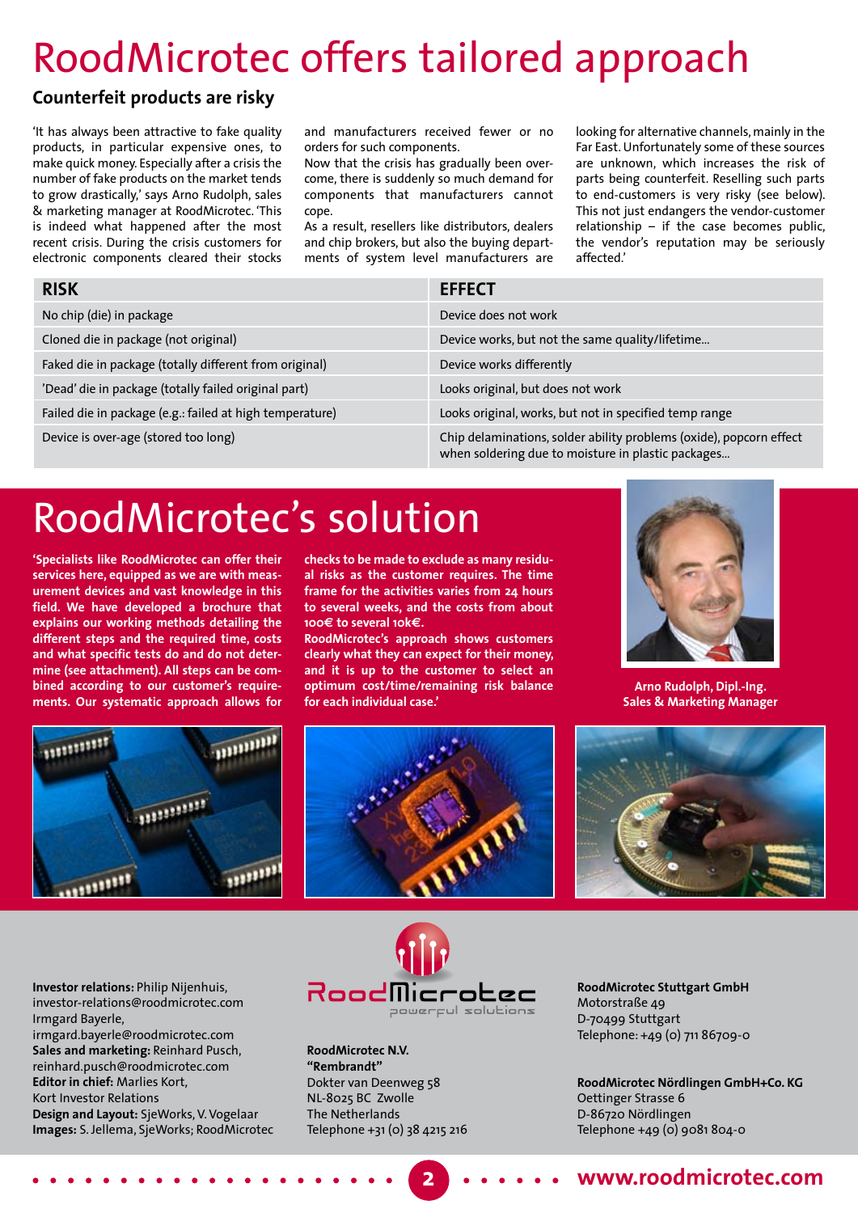# RoodMicrotec offers tailored approach

## Counterfeit products are risky

'It has always been attractive to fake quality products, in particular expensive ones, to make quick money. Especially after a crisis the number of fake products on the market tends to grow drastically,' says Arno Rudolph, sales & marketing manager at RoodMicrotec. 'This is indeed what happened after the most recent crisis. During the crisis customers for electronic components cleared their stocks and manufacturers received fewer or no orders for such components.

Now that the crisis has gradually been overcome, there is suddenly so much demand for components that manufacturers cannot cope.

As a result, resellers like distributors, dealers and chip brokers, but also the buying departments of system level manufacturers are looking for alternative channels, mainly in the Far East. Unfortunately some of these sources are unknown, which increases the risk of parts being counterfeit. Reselling such parts to end-customers is very risky (see below). This not just endangers the vendor-customer relationship – if the case becomes public, the vendor's reputation may be seriously affected.'

| RISK | EFFECT |
|---|---|
| No chip (die) in package | Device does not work |
| Cloned die in package (not original) | Device works, but not the same quality/lifetime... |
| Faked die in package (totally different from original) | Device works differently |
| 'Dead' die in package (totally failed original part) | Looks original, but does not work |
| Failed die in package (e.g.: failed at high temperature) | Looks original, works, but not in specified temp range |
| Device is over-age (stored too long) | Chip delaminations, solder ability problems (oxide), popcorn effect when soldering due to moisture in plastic packages... |

# RoodMicrotec's solution

**'Specialists like RoodMicrotec can offer their services here, equipped as we are with measurement devices and vast knowledge in this field. We have developed a brochure that explains our working methods detailing the different steps and the required time, costs and what specific tests do and do not determine (see attachment). All steps can be combined according to our customer's requirements. Our systematic approach allows for checks to be made to exclude as many residual risks as the customer requires. The time frame for the activities varies from 24 hours to several weeks, and the costs from about 100€ to several 10k€.**

**RoodMicrotec's approach shows customers clearly what they can expect for their money, and it is up to the customer to select an optimum cost/time/remaining risk balance for each individual case.'**

**Arno Rudolph, Dipl.-Ing.**
**Sales & Marketing Manager**

**Investor relations:** Philip Nijenhuis, investor-relations@roodmicrotec.com
Irmgard Bayerle, irmgard.bayerle@roodmicrotec.com
**Sales and marketing:** Reinhard Pusch, reinhard.pusch@roodmicrotec.com
**Editor in chief:** Marlies Kort, Kort Investor Relations
**Design and Layout:** SjeWorks, V. Vogelaar
**Images:** S. Jellema, SjeWorks; RoodMicrotec

RoodMicrotec
powerful solutions

**RoodMicrotec N.V.**
**"Rembrandt"**
Dokter van Deenweg 58
NL-8025 BC Zwolle
The Netherlands
Telephone +31 (0) 38 4215 216

**RoodMicrotec Stuttgart GmbH**
Motorstraße 49
D-70499 Stuttgart
Telephone: +49 (0) 711 86709-0

**RoodMicrotec Nördlingen GmbH+Co. KG**
Oettinger Strasse 6
D-86720 Nördlingen
Telephone +49 (0) 9081 804-0

**www.roodmicrotec.com**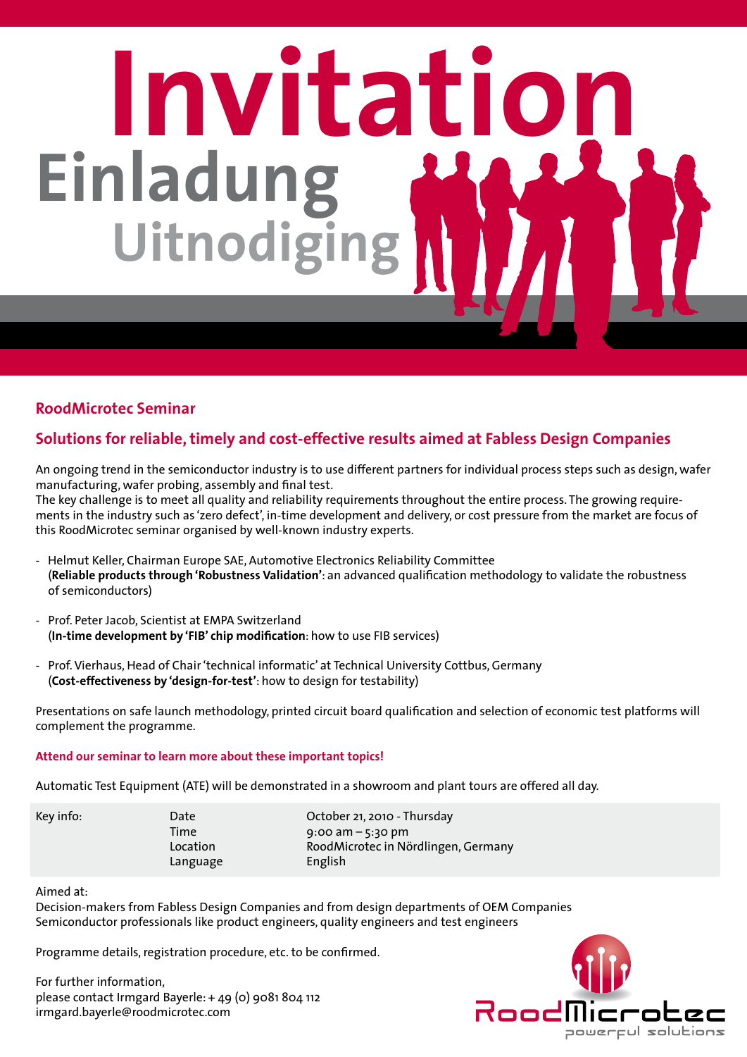# Invitation

# Einladung

# Uitnodiging

## RoodMicrotec Seminar

## Solutions for reliable, timely and cost-effective results aimed at Fabless Design Companies

An ongoing trend in the semiconductor industry is to use different partners for individual process steps such as design, wafer manufacturing, wafer probing, assembly and final test.
The key challenge is to meet all quality and reliability requirements throughout the entire process. The growing requirements in the industry such as 'zero defect', in-time development and delivery, or cost pressure from the market are focus of this RoodMicrotec seminar organised by well-known industry experts.

- Helmut Keller, Chairman Europe SAE, Automotive Electronics Reliability Committee
  (**Reliable products through 'Robustness Validation'**: an advanced qualification methodology to validate the robustness of semiconductors)

- Prof. Peter Jacob, Scientist at EMPA Switzerland
  (**In-time development by 'FIB' chip modification**: how to use FIB services)

- Prof. Vierhaus, Head of Chair 'technical informatic' at Technical University Cottbus, Germany
  (**Cost-effectiveness by 'design-for-test'**: how to design for testability)

Presentations on safe launch methodology, printed circuit board qualification and selection of economic test platforms will complement the programme.

**Attend our seminar to learn more about these important topics!**

Automatic Test Equipment (ATE) will be demonstrated in a showroom and plant tours are offered all day.

| | | |
|---|---|---|
| Key info: | Date | October 21, 2010 - Thursday |
| | Time | 9:00 am – 5:30 pm |
| | Location | RoodMicrotec in Nördlingen, Germany |
| | Language | English |

Aimed at:
Decision-makers from Fabless Design Companies and from design departments of OEM Companies
Semiconductor professionals like product engineers, quality engineers and test engineers

Programme details, registration procedure, etc. to be confirmed.

For further information,
please contact Irmgard Bayerle: + 49 (0) 9081 804 112
irmgard.bayerle@roodmicrotec.com

RoodMicrotec
powerful solutions